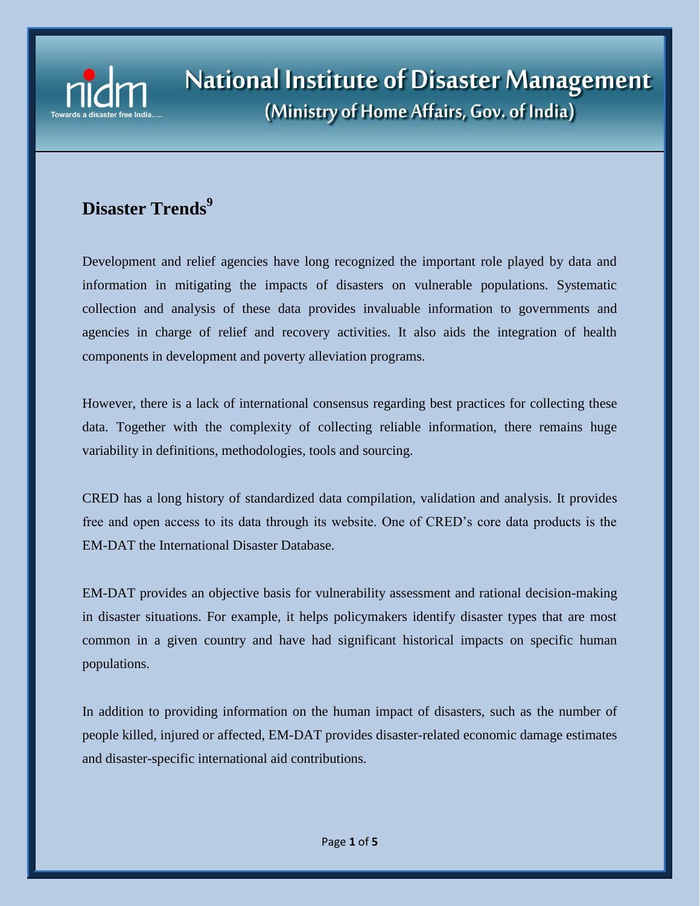# National Institute of Disaster Management

## (Ministry of Home Affairs, Gov. of India)

## Disaster Trends[9]

Development and relief agencies have long recognized the important role played by data and information in mitigating the impacts of disasters on vulnerable populations. Systematic collection and analysis of these data provides invaluable information to governments and agencies in charge of relief and recovery activities. It also aids the integration of health components in development and poverty alleviation programs.

However, there is a lack of international consensus regarding best practices for collecting these data. Together with the complexity of collecting reliable information, there remains huge variability in definitions, methodologies, tools and sourcing.

CRED has a long history of standardized data compilation, validation and analysis. It provides free and open access to its data through its website. One of CRED's core data products is the EM-DAT the International Disaster Database.

EM-DAT provides an objective basis for vulnerability assessment and rational decision-making in disaster situations. For example, it helps policymakers identify disaster types that are most common in a given country and have had significant historical impacts on specific human populations.

In addition to providing information on the human impact of disasters, such as the number of people killed, injured or affected, EM-DAT provides disaster-related economic damage estimates and disaster-specific international aid contributions.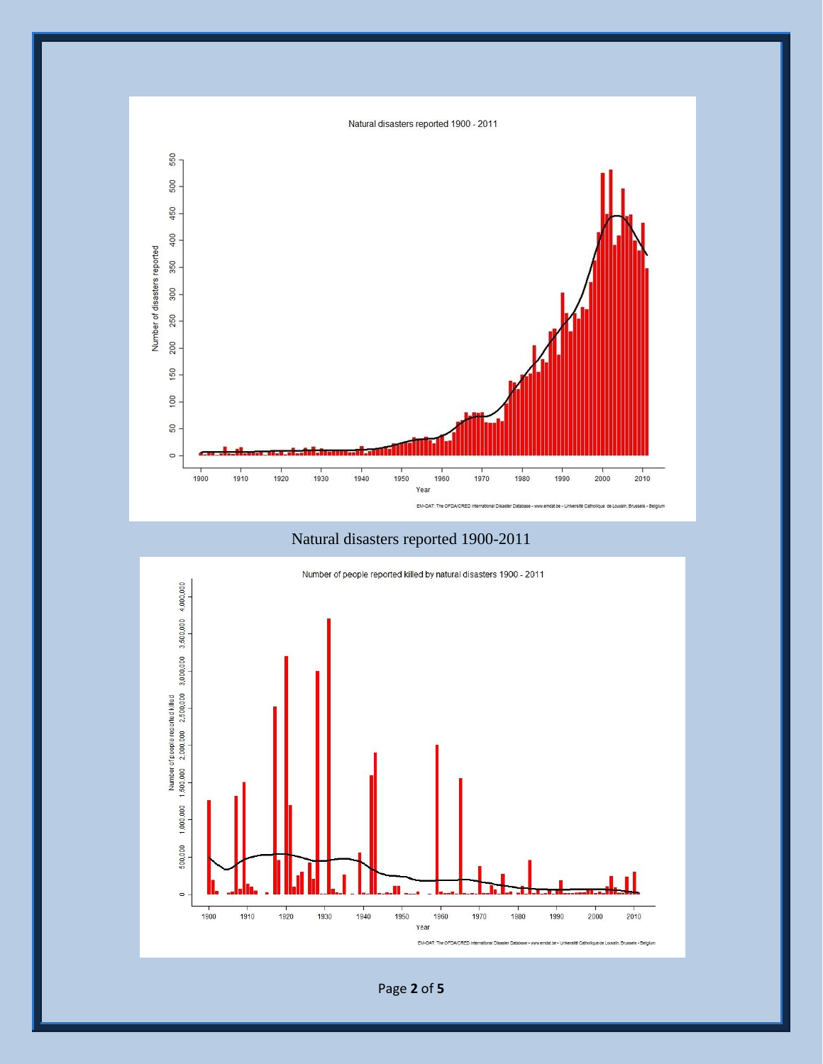Natural disasters reported 1900 - 2011

Number of disasters reported

550
500
450
400
350
300
250
200
150
100
50
0

1900 1910 1920 1930 1940 1950 1960 1970 1980 1990 2000 2010

Year

EM-DAT: The OFDA/CRED International Disaster Database - www.emdat.be - Université Catholique de Louvain, Brussels - Belgium

Natural disasters reported 1900-2011

Number of people reported killed by natural disasters 1900 - 2011

Number of people reported killed

4,000,000
3,500,000
3,000,000
2,500,000
2,000,000
1,500,000
1,000,000
500,000
0

1900 1910 1920 1930 1940 1950 1960 1970 1980 1990 2000 2010

Year

EM-DAT: The OFDA/CRED International Disaster Database - www.emdat.be - Université Catholique de Louvain, Brussels - Belgium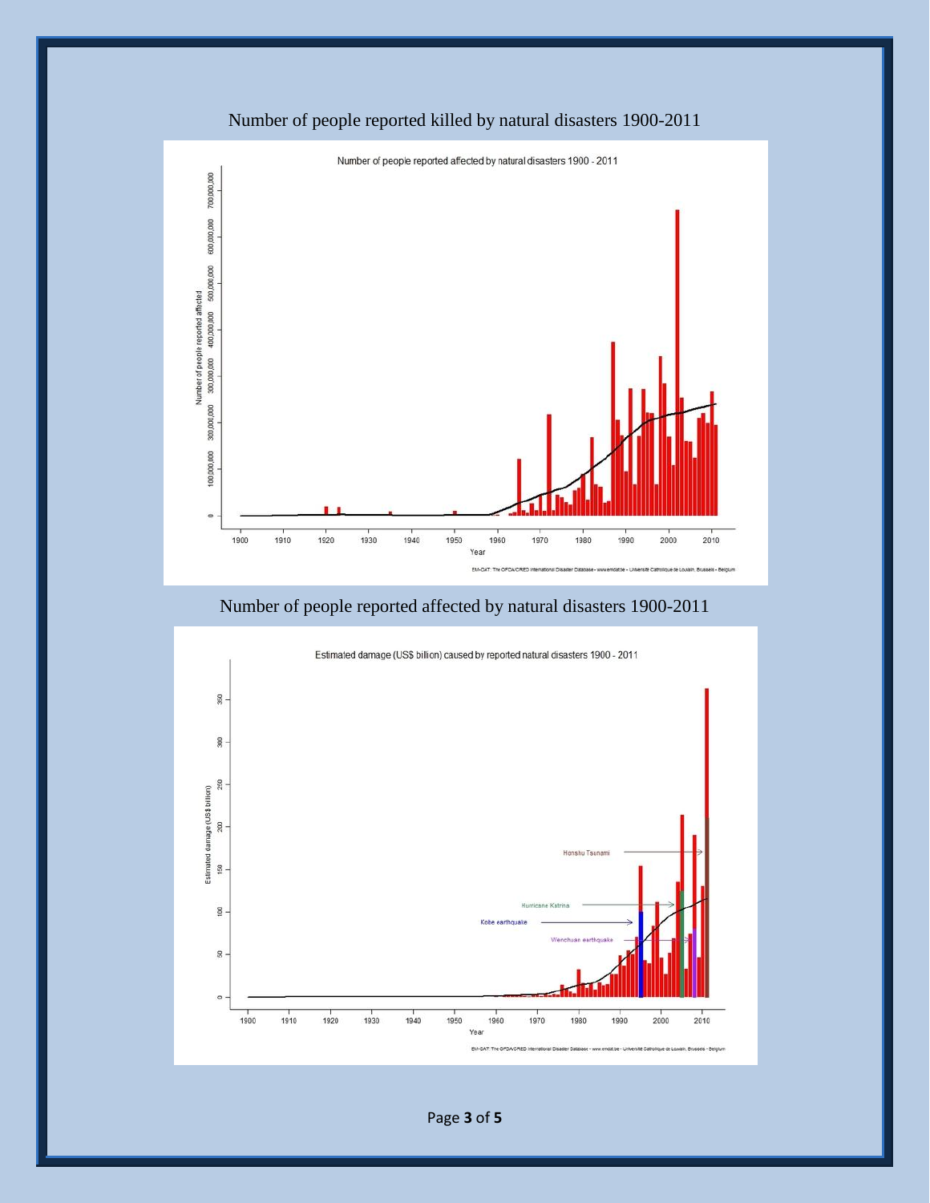Number of people reported killed by natural disasters 1900-2011

Number of people reported affected by natural disasters 1900 - 2011

Number of people reported affected

0
100,000,000
200,000,000
300,000,000
400,000,000
500,000,000
600,000,000
700,000,000

1900 1910 1920 1930 1940 1950 1960 1970 1980 1990 2000 2010

Year

EM-DAT: The OFDA/CRED International Disaster Database - www.emdat.be - Université Catholique de Louvain, Brussels - Belgium

Number of people reported affected by natural disasters 1900-2011

Estimated damage (US$ billion) caused by reported natural disasters 1900 - 2011

Estimated damage (US$ billion)

0
50
100
150
200
250
300
350

Honshu Tsunami

Hurricane Katrina

Kobe earthquake

Wenchuan earthquake

1900 1910 1920 1930 1940 1950 1960 1970 1980 1990 2000 2010

Year

EM-DAT: The OFDA/CRED International Disaster Database - www.emdat.be - Université Catholique de Louvain, Brussels - Belgium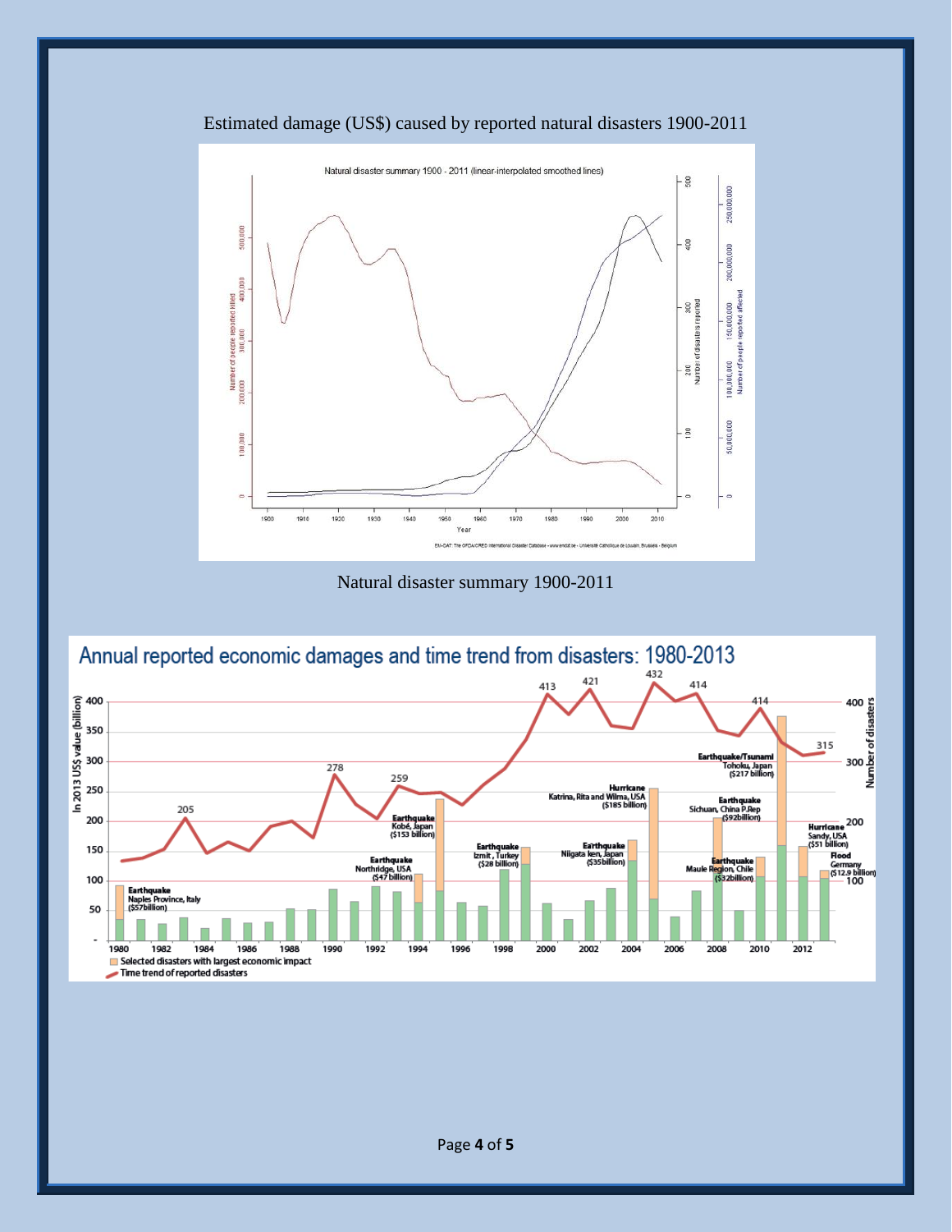Estimated damage (US$) caused by reported natural disasters 1900-2011

Natural disaster summary 1900 - 2011 (linear-interpolated smoothed lines)

Number of people reported killed

0
100,000
200,000
300,000
400,000
500,000

Number of disasters reported

0
100
200
300
400
500

Number of people reported affected

0
50,000,000
100,000,000
150,000,000
200,000,000
250,000,000

1900 1910 1920 1930 1940 1950 1960 1970 1980 1990 2000 2010

Year

EM-DAT: The OFDA/CRED International Disaster Database - www.emdat.be - Université Catholique de Louvain, Brussels - Belgium

Natural disaster summary 1900-2011

## Annual reported economic damages and time trend from disasters: 1980-2013

In 2013 US$ value (billion)

-
50
100
150
200
250
300
350
400

Number of disasters

100
200
300
400

1980 1982 1984 1986 1988 1990 1992 1994 1996 1998 2000 2002 2004 2006 2008 2010 2012

205
278
259
413
421
432
414
414
315

Earthquake Naples Province, Italy ($57billion)

Earthquake Northridge, USA ($47 billion)

Earthquake Kobé, Japan ($153 billion)

Earthquake Izmit, Turkey ($28 billion)

Earthquake Niigata ken, Japan ($35billion)

Hurricane Katrina, Rita and Wilma, USA ($185 billion)

Earthquake Sichuan, China P.Rep ($92billion)

Earthquake Maule Region, Chile ($32billion)

Earthquake/Tsunami Tohoku, Japan ($217 billion)

Hurricane Sandy, USA ($51 billion)

Flood Germany ($12.9 billion)

Selected disasters with largest economic impact

Time trend of reported disasters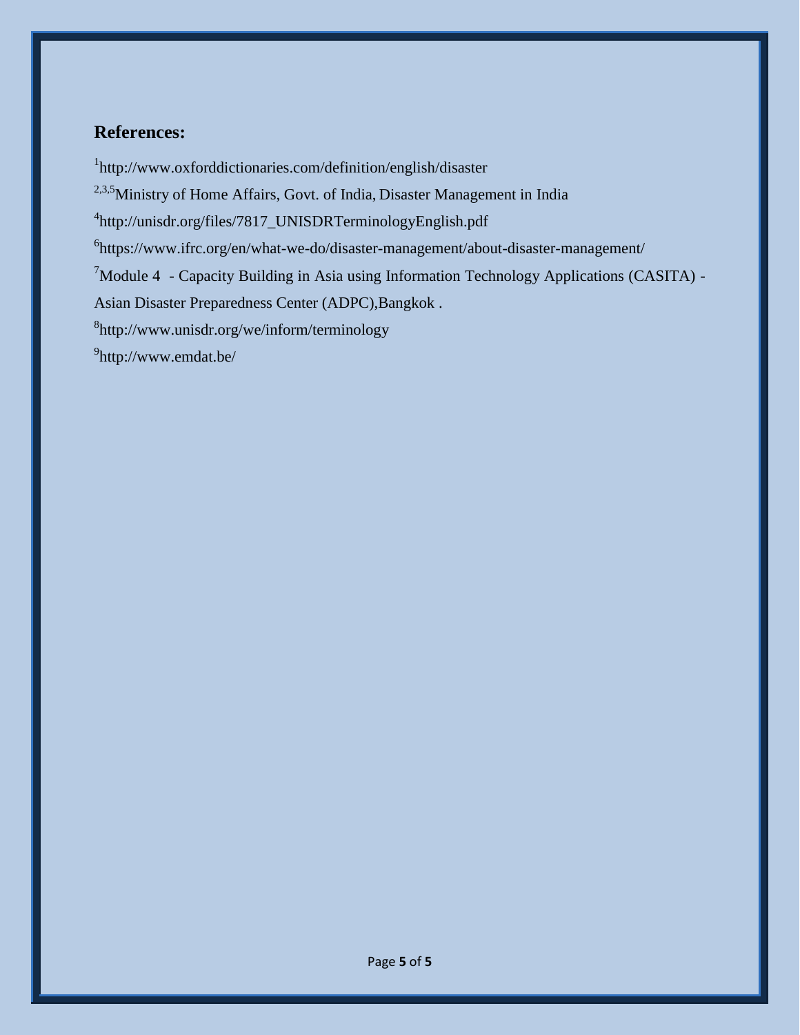## References:

[1]http://www.oxforddictionaries.com/definition/english/disaster

[2,3,5]Ministry of Home Affairs, Govt. of India, Disaster Management in India

[4]http://unisdr.org/files/7817_UNISDRTerminologyEnglish.pdf

[6]https://www.ifrc.org/en/what-we-do/disaster-management/about-disaster-management/

[7]Module 4 - Capacity Building in Asia using Information Technology Applications (CASITA) - Asian Disaster Preparedness Center (ADPC),Bangkok .

[8]http://www.unisdr.org/we/inform/terminology

[9]http://www.emdat.be/